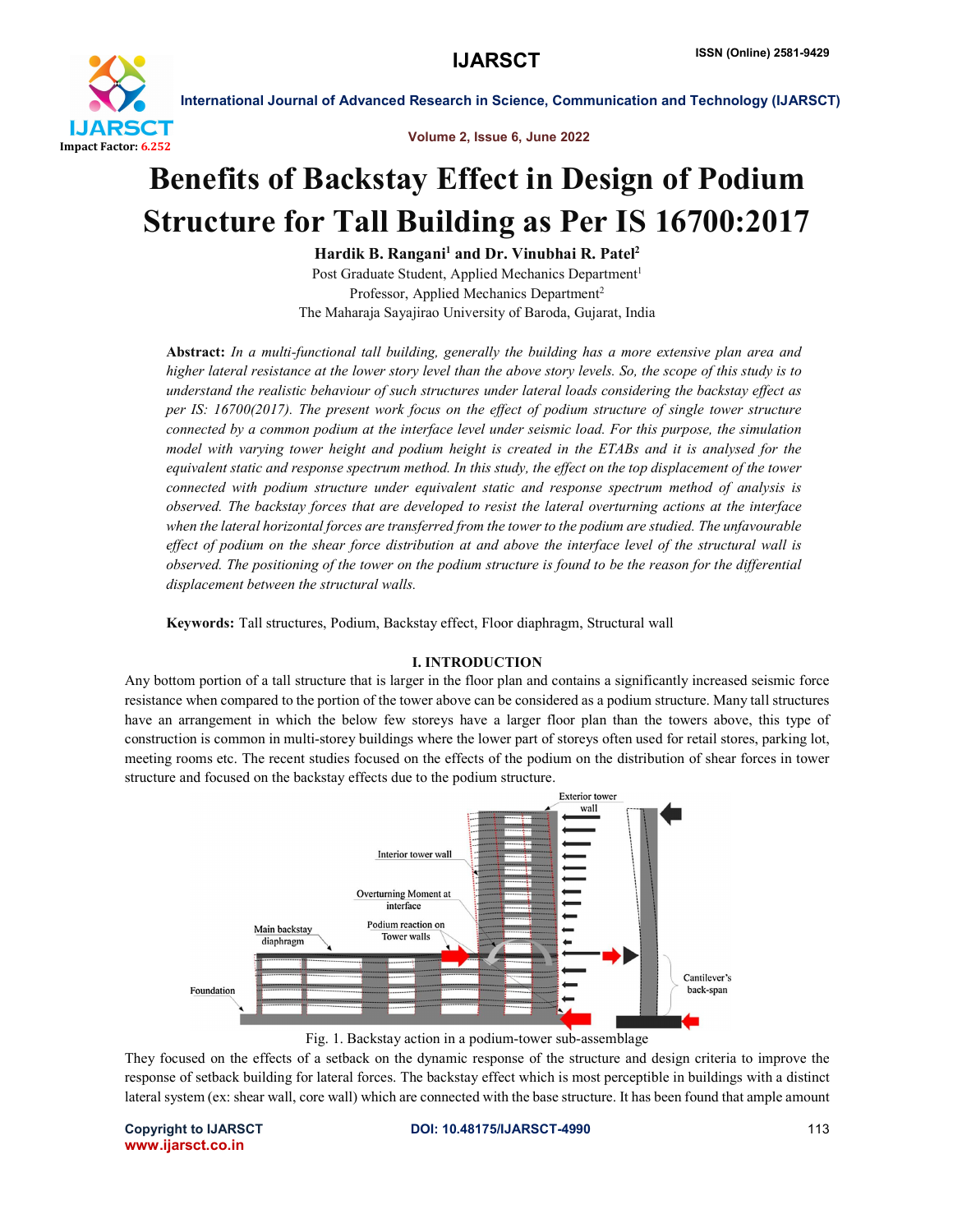# Benefits of Backstay Effect in Design of Podium Structure for Tall Building as Per IS 16700:2017

**Hardik B. Rangani[1] and Dr. Vinubhai R. Patel[2]**

Post Graduate Student, Applied Mechanics Department[1]

Professor, Applied Mechanics Department[2]

The Maharaja Sayajirao University of Baroda, Gujarat, India

**Abstract:** *In a multi-functional tall building, generally the building has a more extensive plan area and higher lateral resistance at the lower story level than the above story levels. So, the scope of this study is to understand the realistic behaviour of such structures under lateral loads considering the backstay effect as per IS: 16700(2017). The present work focus on the effect of podium structure of single tower structure connected by a common podium at the interface level under seismic load. For this purpose, the simulation model with varying tower height and podium height is created in the ETABs and it is analysed for the equivalent static and response spectrum method. In this study, the effect on the top displacement of the tower connected with podium structure under equivalent static and response spectrum method of analysis is observed. The backstay forces that are developed to resist the lateral overturning actions at the interface when the lateral horizontal forces are transferred from the tower to the podium are studied. The unfavourable effect of podium on the shear force distribution at and above the interface level of the structural wall is observed. The positioning of the tower on the podium structure is found to be the reason for the differential displacement between the structural walls.*

**Keywords:** Tall structures, Podium, Backstay effect, Floor diaphragm, Structural wall

## I. INTRODUCTION

Any bottom portion of a tall structure that is larger in the floor plan and contains a significantly increased seismic force resistance when compared to the portion of the tower above can be considered as a podium structure. Many tall structures have an arrangement in which the below few storeys have a larger floor plan than the towers above, this type of construction is common in multi-storey buildings where the lower part of storeys often used for retail stores, parking lot, meeting rooms etc. The recent studies focused on the effects of the podium on the distribution of shear forces in tower structure and focused on the backstay effects due to the podium structure.

Fig. 1. Backstay action in a podium-tower sub-assemblage

They focused on the effects of a setback on the dynamic response of the structure and design criteria to improve the response of setback building for lateral forces. The backstay effect which is most perceptible in buildings with a distinct lateral system (ex: shear wall, core wall) which are connected with the base structure. It has been found that ample amount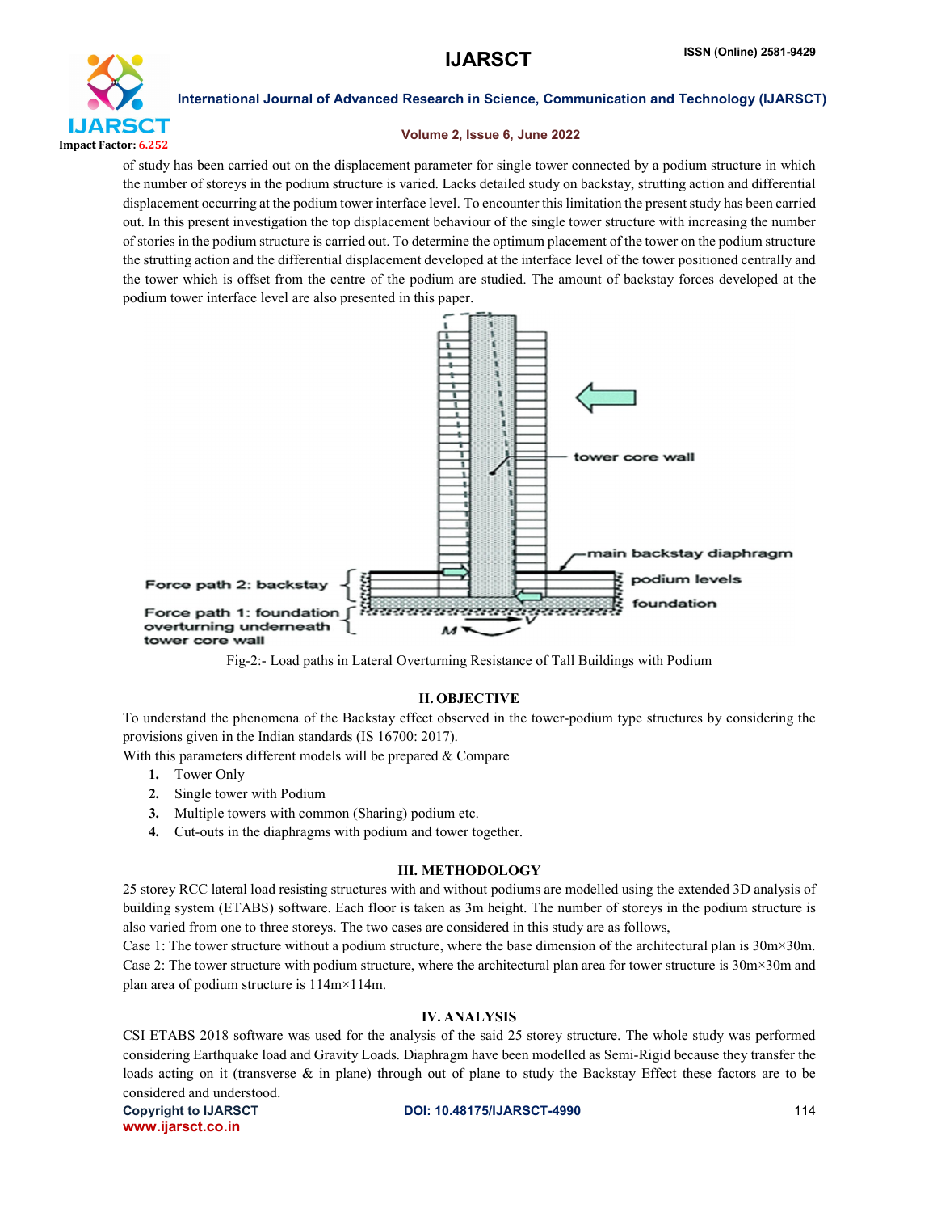of study has been carried out on the displacement parameter for single tower connected by a podium structure in which the number of storeys in the podium structure is varied. Lacks detailed study on backstay, strutting action and differential displacement occurring at the podium tower interface level. To encounter this limitation the present study has been carried out. In this present investigation the top displacement behaviour of the single tower structure with increasing the number of stories in the podium structure is carried out. To determine the optimum placement of the tower on the podium structure the strutting action and the differential displacement developed at the interface level of the tower positioned centrally and the tower which is offset from the centre of the podium are studied. The amount of backstay forces developed at the podium tower interface level are also presented in this paper.

Fig-2:- Load paths in Lateral Overturning Resistance of Tall Buildings with Podium

## II. OBJECTIVE

To understand the phenomena of the Backstay effect observed in the tower-podium type structures by considering the provisions given in the Indian standards (IS 16700: 2017).

With this parameters different models will be prepared & Compare

1. Tower Only
2. Single tower with Podium
3. Multiple towers with common (Sharing) podium etc.
4. Cut-outs in the diaphragms with podium and tower together.

## III. METHODOLOGY

25 storey RCC lateral load resisting structures with and without podiums are modelled using the extended 3D analysis of building system (ETABS) software. Each floor is taken as 3m height. The number of storeys in the podium structure is also varied from one to three storeys. The two cases are considered in this study are as follows,

Case 1: The tower structure without a podium structure, where the base dimension of the architectural plan is 30m×30m.

Case 2: The tower structure with podium structure, where the architectural plan area for tower structure is 30m×30m and plan area of podium structure is 114m×114m.

## IV. ANALYSIS

CSI ETABS 2018 software was used for the analysis of the said 25 storey structure. The whole study was performed considering Earthquake load and Gravity Loads. Diaphragm have been modelled as Semi-Rigid because they transfer the loads acting on it (transverse & in plane) through out of plane to study the Backstay Effect these factors are to be considered and understood.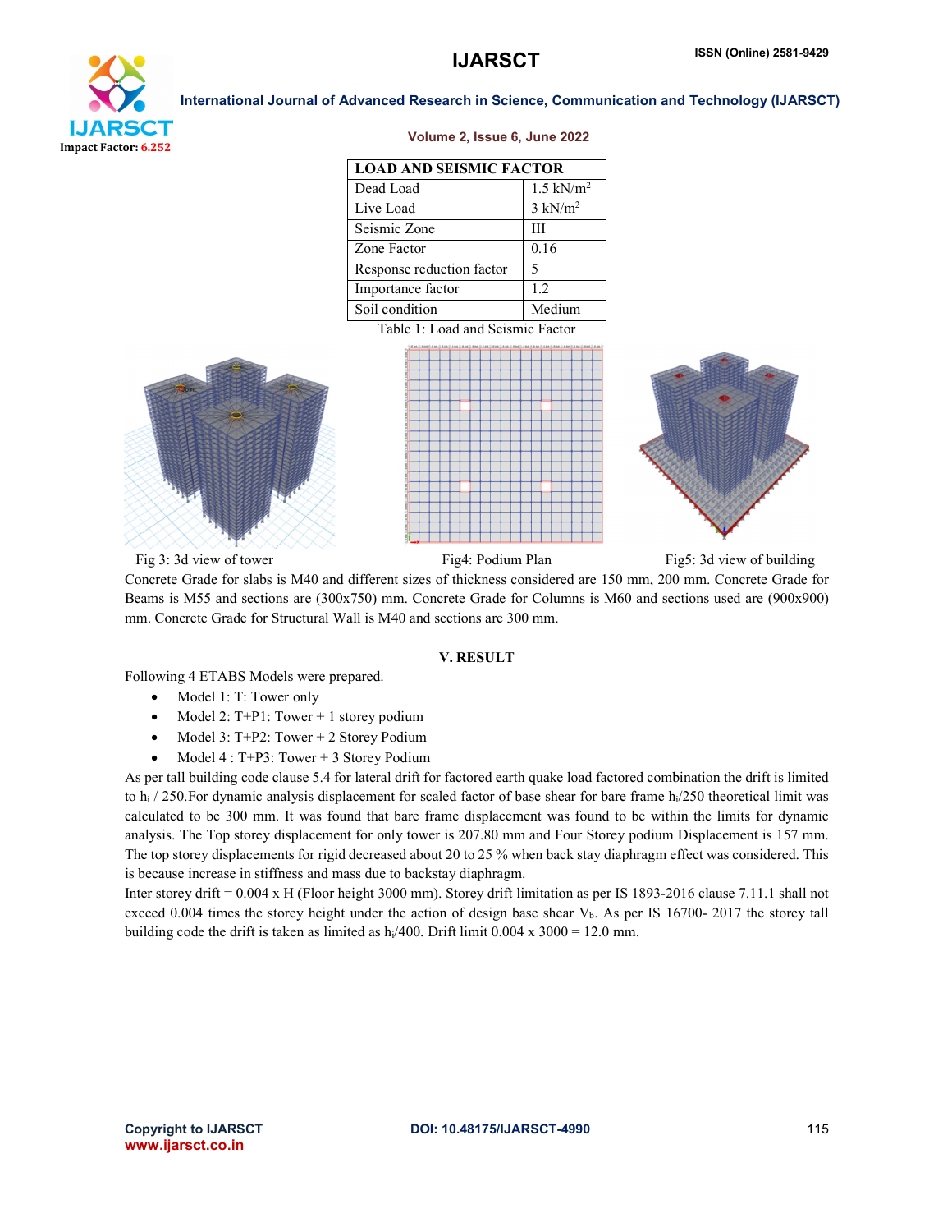| LOAD AND SEISMIC FACTOR | |
|---|---|
| Dead Load | 1.5 $kN/m^2$ |
| Live Load | 3 $kN/m^2$ |
| Seismic Zone | III |
| Zone Factor | 0.16 |
| Response reduction factor | 5 |
| Importance factor | 1.2 |
| Soil condition | Medium |

Table 1: Load and Seismic Factor

Fig 3: 3d view of tower

Fig4: Podium Plan

Fig5: 3d view of building

Concrete Grade for slabs is M40 and different sizes of thickness considered are 150 mm, 200 mm. Concrete Grade for Beams is M55 and sections are (300x750) mm. Concrete Grade for Columns is M60 and sections used are (900x900) mm. Concrete Grade for Structural Wall is M40 and sections are 300 mm.

## V. RESULT

Following 4 ETABS Models were prepared.

- Model 1: T: Tower only
- Model 2: T+P1: Tower + 1 storey podium
- Model 3: T+P2: Tower + 2 Storey Podium
- Model 4 : T+P3: Tower + 3 Storey Podium

As per tall building code clause 5.4 for lateral drift for factored earth quake load factored combination the drift is limited to $h_i$ / 250.For dynamic analysis displacement for scaled factor of base shear for bare frame $h_i$/250 theoretical limit was calculated to be 300 mm. It was found that bare frame displacement was found to be within the limits for dynamic analysis. The Top storey displacement for only tower is 207.80 mm and Four Storey podium Displacement is 157 mm. The top storey displacements for rigid decreased about 20 to 25 % when back stay diaphragm effect was considered. This is because increase in stiffness and mass due to backstay diaphragm.

Inter storey drift = 0.004 x H (Floor height 3000 mm). Storey drift limitation as per IS 1893-2016 clause 7.11.1 shall not exceed 0.004 times the storey height under the action of design base shear $V_b$. As per IS 16700- 2017 the storey tall building code the drift is taken as limited as $h_i$/400. Drift limit 0.004 x 3000 = 12.0 mm.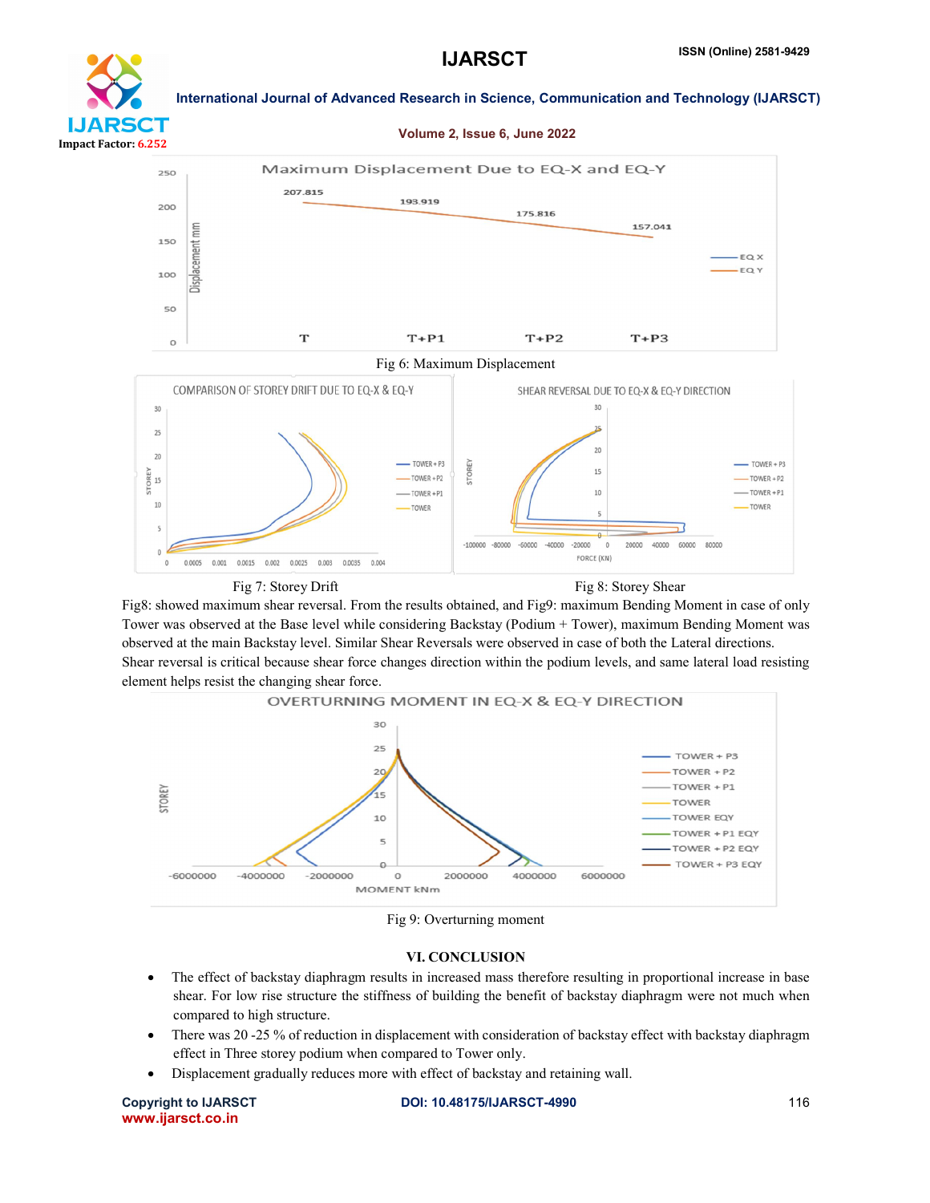Fig 6: Maximum Displacement

Fig 7: Storey Drift

Fig 8: Storey Shear

Fig8: showed maximum shear reversal. From the results obtained, and Fig9: maximum Bending Moment in case of only Tower was observed at the Base level while considering Backstay (Podium + Tower), maximum Bending Moment was observed at the main Backstay level. Similar Shear Reversals were observed in case of both the Lateral directions. Shear reversal is critical because shear force changes direction within the podium levels, and same lateral load resisting element helps resist the changing shear force.

Fig 9: Overturning moment

## VI. CONCLUSION

- The effect of backstay diaphragm results in increased mass therefore resulting in proportional increase in base shear. For low rise structure the stiffness of building the benefit of backstay diaphragm were not much when compared to high structure.
- There was 20 -25 % of reduction in displacement with consideration of backstay effect with backstay diaphragm effect in Three storey podium when compared to Tower only.
- Displacement gradually reduces more with effect of backstay and retaining wall.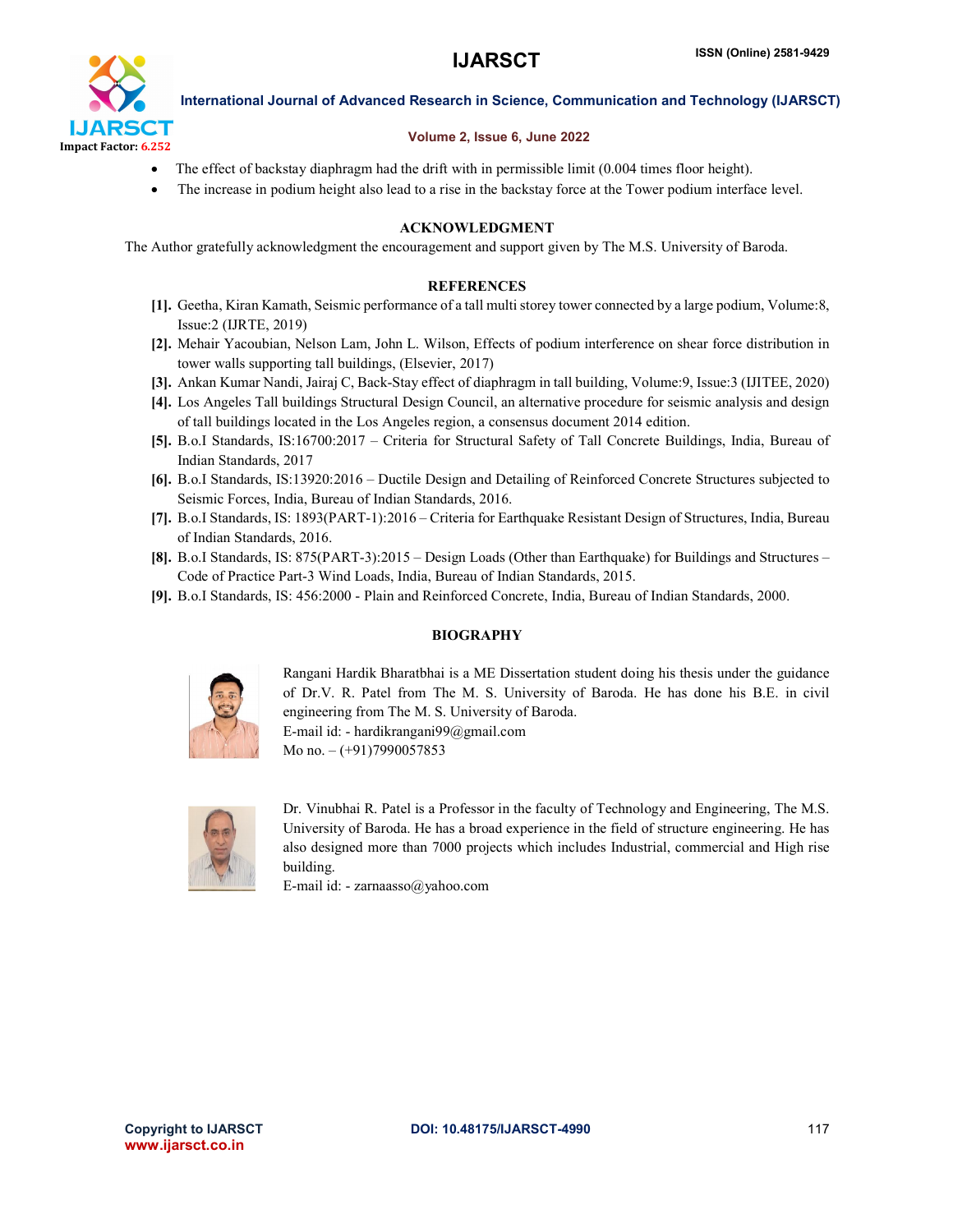- The effect of backstay diaphragm had the drift with in permissible limit (0.004 times floor height).
- The increase in podium height also lead to a rise in the backstay force at the Tower podium interface level.

## ACKNOWLEDGMENT

The Author gratefully acknowledgment the encouragement and support given by The M.S. University of Baroda.

## REFERENCES

[1]. Geetha, Kiran Kamath, Seismic performance of a tall multi storey tower connected by a large podium, Volume:8, Issue:2 (IJRTE, 2019)

[2]. Mehair Yacoubian, Nelson Lam, John L. Wilson, Effects of podium interference on shear force distribution in tower walls supporting tall buildings, (Elsevier, 2017)

[3]. Ankan Kumar Nandi, Jairaj C, Back-Stay effect of diaphragm in tall building, Volume:9, Issue:3 (IJITEE, 2020)

[4]. Los Angeles Tall buildings Structural Design Council, an alternative procedure for seismic analysis and design of tall buildings located in the Los Angeles region, a consensus document 2014 edition.

[5]. B.o.I Standards, IS:16700:2017 – Criteria for Structural Safety of Tall Concrete Buildings, India, Bureau of Indian Standards, 2017

[6]. B.o.I Standards, IS:13920:2016 – Ductile Design and Detailing of Reinforced Concrete Structures subjected to Seismic Forces, India, Bureau of Indian Standards, 2016.

[7]. B.o.I Standards, IS: 1893(PART-1):2016 – Criteria for Earthquake Resistant Design of Structures, India, Bureau of Indian Standards, 2016.

[8]. B.o.I Standards, IS: 875(PART-3):2015 – Design Loads (Other than Earthquake) for Buildings and Structures – Code of Practice Part-3 Wind Loads, India, Bureau of Indian Standards, 2015.

[9]. B.o.I Standards, IS: 456:2000 - Plain and Reinforced Concrete, India, Bureau of Indian Standards, 2000.

## BIOGRAPHY

Rangani Hardik Bharatbhai is a ME Dissertation student doing his thesis under the guidance of Dr.V. R. Patel from The M. S. University of Baroda. He has done his B.E. in civil engineering from The M. S. University of Baroda.
E-mail id: - hardikrangani99@gmail.com
Mo no. – (+91)7990057853

Dr. Vinubhai R. Patel is a Professor in the faculty of Technology and Engineering, The M.S. University of Baroda. He has a broad experience in the field of structure engineering. He has also designed more than 7000 projects which includes Industrial, commercial and High rise building.
E-mail id: - zarnaasso@yahoo.com